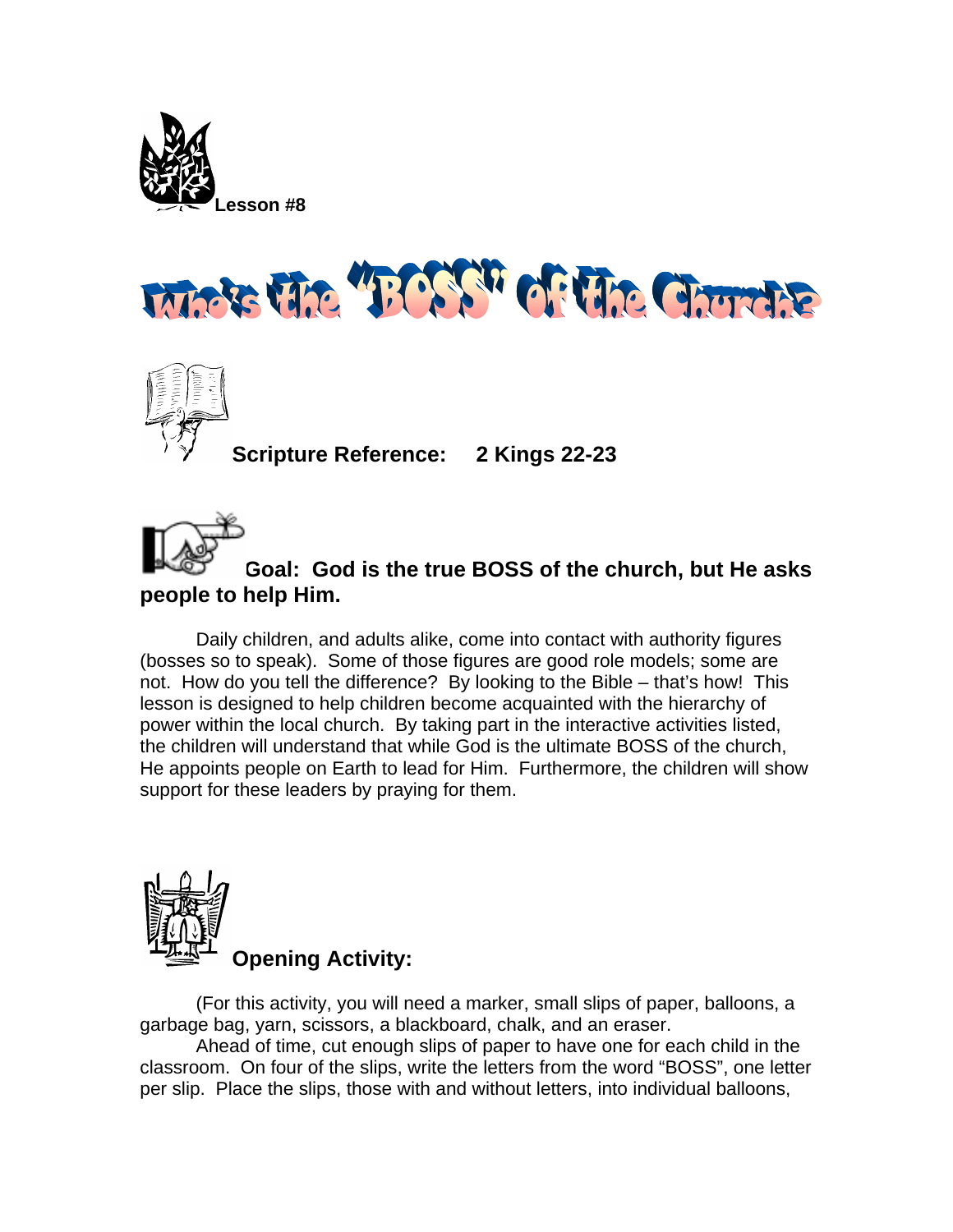**Lesson #8**

# Who's the "BOSS" of the Church?

**Scripture Reference: 2 Kings 22-23**

**Goal: God is the true BOSS of the church, but He asks people to help Him.**

Daily children, and adults alike, come into contact with authority figures (bosses so to speak). Some of those figures are good role models; some are not. How do you tell the difference? By looking to the Bible – that's how! This lesson is designed to help children become acquainted with the hierarchy of power within the local church. By taking part in the interactive activities listed, the children will understand that while God is the ultimate BOSS of the church, He appoints people on Earth to lead for Him. Furthermore, the children will show support for these leaders by praying for them.

**Opening Activity:**

(For this activity, you will need a marker, small slips of paper, balloons, a garbage bag, yarn, scissors, a blackboard, chalk, and an eraser.

Ahead of time, cut enough slips of paper to have one for each child in the classroom. On four of the slips, write the letters from the word "BOSS", one letter per slip. Place the slips, those with and without letters, into individual balloons,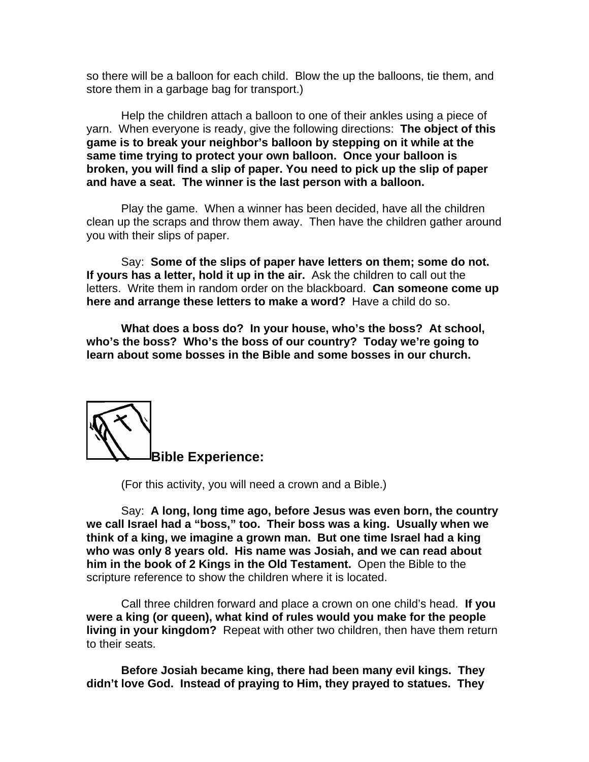so there will be a balloon for each child. Blow the up the balloons, tie them, and store them in a garbage bag for transport.)

Help the children attach a balloon to one of their ankles using a piece of yarn. When everyone is ready, give the following directions: **The object of this game is to break your neighbor's balloon by stepping on it while at the same time trying to protect your own balloon. Once your balloon is broken, you will find a slip of paper. You need to pick up the slip of paper and have a seat. The winner is the last person with a balloon.**

Play the game. When a winner has been decided, have all the children clean up the scraps and throw them away. Then have the children gather around you with their slips of paper.

Say: **Some of the slips of paper have letters on them; some do not. If yours has a letter, hold it up in the air.** Ask the children to call out the letters. Write them in random order on the blackboard. **Can someone come up here and arrange these letters to make a word?** Have a child do so.

**What does a boss do? In your house, who's the boss? At school, who's the boss? Who's the boss of our country? Today we're going to learn about some bosses in the Bible and some bosses in our church.**

## Bible Experience:

(For this activity, you will need a crown and a Bible.)

Say: **A long, long time ago, before Jesus was even born, the country we call Israel had a "boss," too. Their boss was a king. Usually when we think of a king, we imagine a grown man. But one time Israel had a king who was only 8 years old. His name was Josiah, and we can read about him in the book of 2 Kings in the Old Testament.** Open the Bible to the scripture reference to show the children where it is located.

Call three children forward and place a crown on one child's head. **If you were a king (or queen), what kind of rules would you make for the people living in your kingdom?** Repeat with other two children, then have them return to their seats.

**Before Josiah became king, there had been many evil kings. They didn't love God. Instead of praying to Him, they prayed to statues. They**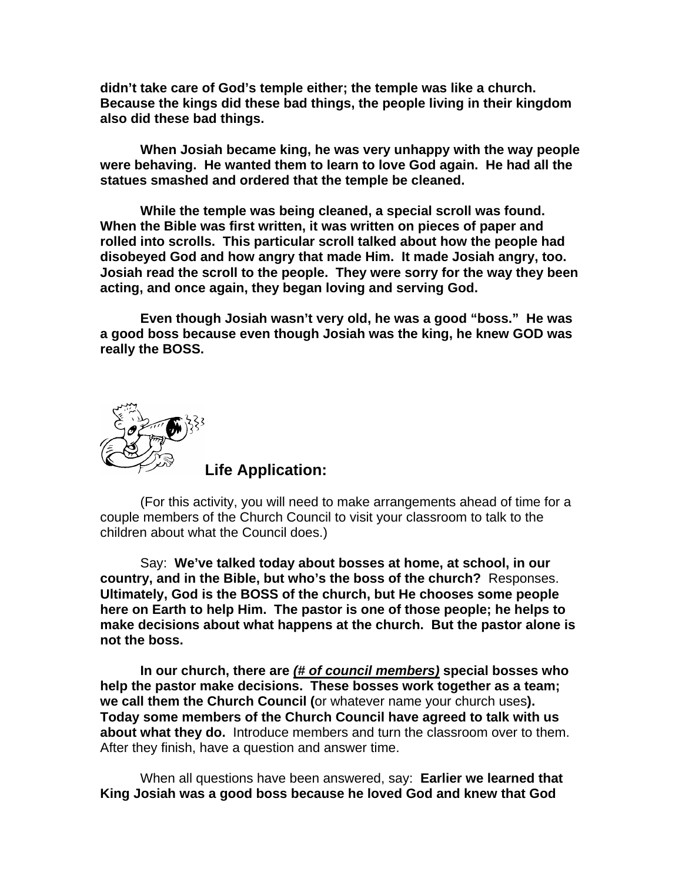**didn't take care of God's temple either; the temple was like a church. Because the kings did these bad things, the people living in their kingdom also did these bad things.**

**When Josiah became king, he was very unhappy with the way people were behaving. He wanted them to learn to love God again. He had all the statues smashed and ordered that the temple be cleaned.**

**While the temple was being cleaned, a special scroll was found. When the Bible was first written, it was written on pieces of paper and rolled into scrolls. This particular scroll talked about how the people had disobeyed God and how angry that made Him. It made Josiah angry, too. Josiah read the scroll to the people. They were sorry for the way they been acting, and once again, they began loving and serving God.**

**Even though Josiah wasn't very old, he was a good "boss." He was a good boss because even though Josiah was the king, he knew GOD was really the BOSS.**

## Life Application:

(For this activity, you will need to make arrangements ahead of time for a couple members of the Church Council to visit your classroom to talk to the children about what the Council does.)

Say: **We've talked today about bosses at home, at school, in our country, and in the Bible, but who's the boss of the church?** Responses. **Ultimately, God is the BOSS of the church, but He chooses some people here on Earth to help Him. The pastor is one of those people; he helps to make decisions about what happens at the church. But the pastor alone is not the boss.**

**In our church, there are *<u>(# of council members)</u>* special bosses who help the pastor make decisions. These bosses work together as a team; we call them the Church Council (**or whatever name your church uses**). Today some members of the Church Council have agreed to talk with us about what they do.** Introduce members and turn the classroom over to them. After they finish, have a question and answer time.

When all questions have been answered, say: **Earlier we learned that King Josiah was a good boss because he loved God and knew that God**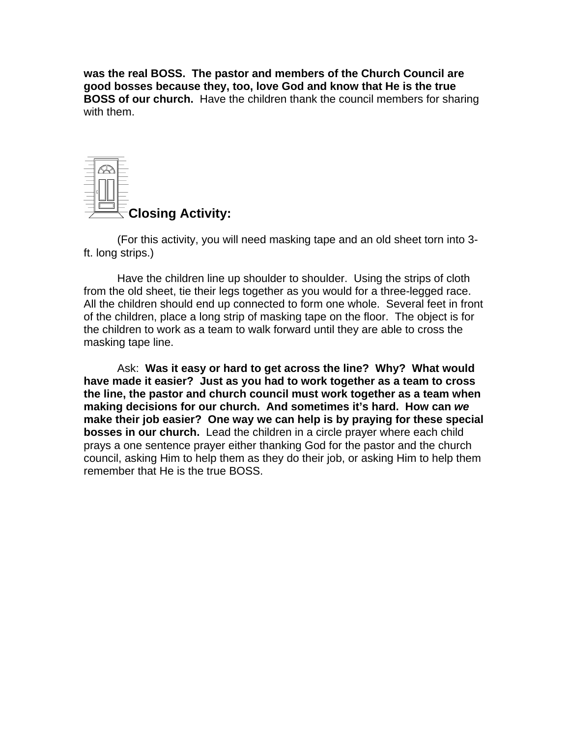**was the real BOSS. The pastor and members of the Church Council are good bosses because they, too, love God and know that He is the true BOSS of our church.** Have the children thank the council members for sharing with them.

## Closing Activity:

(For this activity, you will need masking tape and an old sheet torn into 3-ft. long strips.)

Have the children line up shoulder to shoulder. Using the strips of cloth from the old sheet, tie their legs together as you would for a three-legged race. All the children should end up connected to form one whole. Several feet in front of the children, place a long strip of masking tape on the floor. The object is for the children to work as a team to walk forward until they are able to cross the masking tape line.

Ask: **Was it easy or hard to get across the line? Why? What would have made it easier? Just as you had to work together as a team to cross the line, the pastor and church council must work together as a team when making decisions for our church. And sometimes it's hard. How can *we* make their job easier? One way we can help is by praying for these special bosses in our church.** Lead the children in a circle prayer where each child prays a one sentence prayer either thanking God for the pastor and the church council, asking Him to help them as they do their job, or asking Him to help them remember that He is the true BOSS.